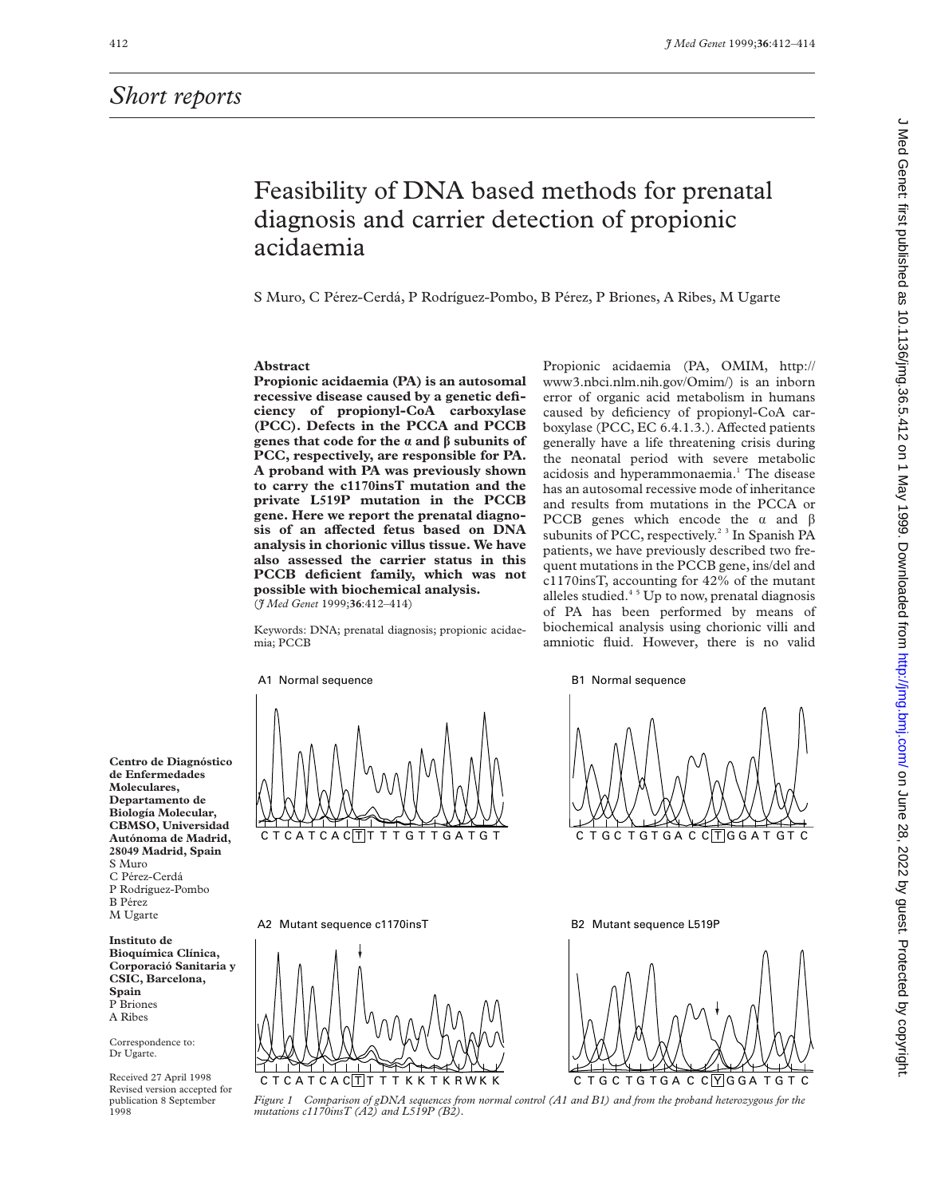## Short reports

# Feasibility of DNA based methods for prenatal diagnosis and carrier detection of propionic acidaemia

S Muro, C Pérez-Cerdá, P Rodríguez-Pombo, B Pérez, P Briones, A Ribes, M Ugarte

**Centro de Diagnóstico de Enfermedades Moleculares, Departamento de Biología Molecular, CBMSO, Universidad Autónoma de Madrid, 28049 Madrid, Spain**
S Muro
C Pérez-Cerdá
P Rodríguez-Pombo
B Pérez
M Ugarte

**Instituto de Bioquímica Clínica, Corporació Sanitaria y CSIC, Barcelona, Spain**
P Briones
A Ribes

Correspondence to: Dr Ugarte.

Received 27 April 1998
Revised version accepted for publication 8 September 1998

### Abstract

**Propionic acidaemia (PA) is an autosomal recessive disease caused by a genetic deficiency of propionyl-CoA carboxylase (PCC). Defects in the PCCA and PCCB genes that code for the α and β subunits of PCC, respectively, are responsible for PA. A proband with PA was previously shown to carry the c1170insT mutation and the private L519P mutation in the PCCB gene. Here we report the prenatal diagnosis of an affected fetus based on DNA analysis in chorionic villus tissue. We have also assessed the carrier status in this PCCB deficient family, which was not possible with biochemical analysis.**
(*J Med Genet* 1999;**36**:412–414)

Keywords: DNA; prenatal diagnosis; propionic acidaemia; PCCB

Propionic acidaemia (PA, OMIM, http://www3.ncbi.nlm.nih.gov/Omim/) is an inborn error of organic acid metabolism in humans caused by deficiency of propionyl-CoA carboxylase (PCC, EC 6.4.1.3.). Affected patients generally have a life threatening crisis during the neonatal period with severe metabolic acidosis and hyperammonaemia.[1] The disease has an autosomal recessive mode of inheritance and results from mutations in the PCCA or PCCB genes which encode the α and β subunits of PCC, respectively.[2,3] In Spanish PA patients, we have previously described two frequent mutations in the PCCB gene, ins/del and c1170insT, accounting for 42% of the mutant alleles studied.[4,5] Up to now, prenatal diagnosis of PA has been performed by means of biochemical analysis using chorionic villi and amniotic fluid. However, there is no valid

A1 Normal sequence — C T C A T C A C [T] T T T G T T G A T G T

B1 Normal sequence — C T G C T G T G A C C [T] G G A T G T C

A2 Mutant sequence c1170insT — C T C A T C A C [T] T T T K K T K R W K K

B2 Mutant sequence L519P — C T G C T G T G A C C [Y] G G A T G T C

*Figure 1 Comparison of gDNA sequences from normal control (A1 and B1) and from the proband heterozygous for the mutations c1170insT (A2) and L519P (B2).*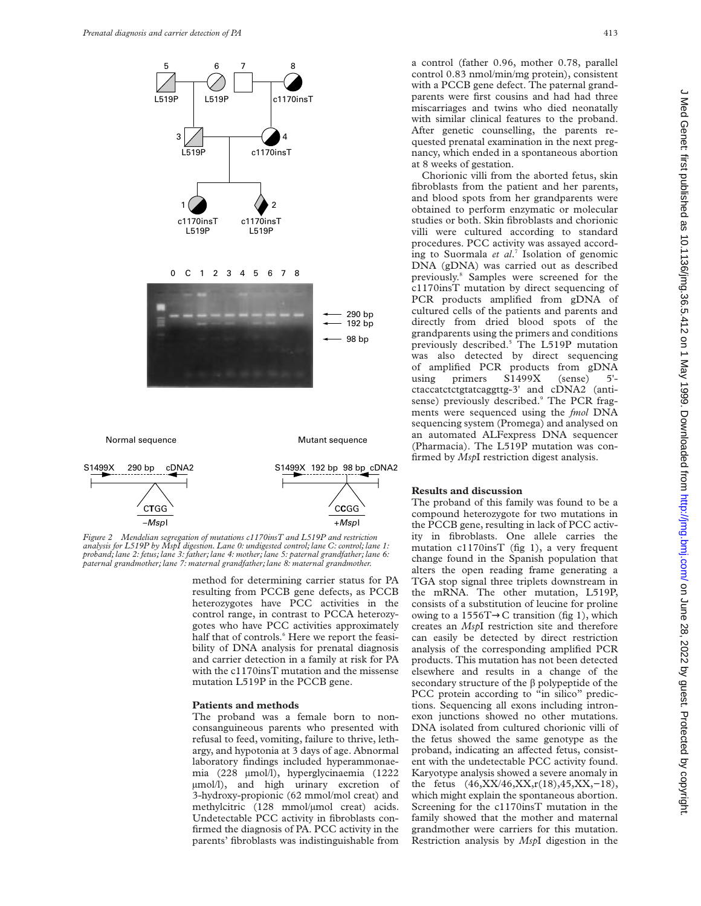Figure 2 Mendelian segregation of mutations c1170insT and L519P and restriction analysis for L519P by MspI digestion. Lane 0: undigested control; lane C: control; lane 1: proband; lane 2: fetus; lane 3: father; lane 4: mother; lane 5: paternal grandfather; lane 6: paternal grandmother; lane 7: maternal grandfather; lane 8: maternal grandmother.

method for determining carrier status for PA resulting from PCCB gene defects, as PCCB heterozygotes have PCC activities in the control range, in contrast to PCCA heterozygotes who have PCC activities approximately half that of controls.[6] Here we report the feasibility of DNA analysis for prenatal diagnosis and carrier detection in a family at risk for PA with the c1170insT mutation and the missense mutation L519P in the PCCB gene.

## Patients and methods

The proband was a female born to non-consanguineous parents who presented with refusal to feed, vomiting, failure to thrive, lethargy, and hypotonia at 3 days of age. Abnormal laboratory findings included hyperammonaemia (228 μmol/l), hyperglycinaemia (1222 μmol/l), and high urinary excretion of 3-hydroxy-propionic (62 mmol/mol creat) and methylcitric (128 mmol/μmol creat) acids. Undetectable PCC activity in fibroblasts confirmed the diagnosis of PA. PCC activity in the parents' fibroblasts was indistinguishable from a control (father 0.96, mother 0.78, parallel control 0.83 nmol/min/mg protein), consistent with a PCCB gene defect. The paternal grandparents were first cousins and had had three miscarriages and twins who died neonatally with similar clinical features to the proband. After genetic counselling, the parents requested prenatal examination in the next pregnancy, which ended in a spontaneous abortion at 8 weeks of gestation.

Chorionic villi from the aborted fetus, skin fibroblasts from the patient and her parents, and blood spots from her grandparents were obtained to perform enzymatic or molecular studies or both. Skin fibroblasts and chorionic villi were cultured according to standard procedures. PCC activity was assayed according to Suormala *et al*.[7] Isolation of genomic DNA (gDNA) was carried out as described previously.[8] Samples were screened for the c1170insT mutation by direct sequencing of PCR products amplified from gDNA of cultured cells of the patients and parents and directly from dried blood spots of the grandparents using the primers and conditions previously described.[5] The L519P mutation was also detected by direct sequencing of amplified PCR products from gDNA using primers S1499X (sense) 5'-ctaccatctctgtatcaggttg-3' and cDNA2 (antisense) previously described.[9] The PCR fragments were sequenced using the *fmol* DNA sequencing system (Promega) and analysed on an automated ALFexpress DNA sequencer (Pharmacia). The L519P mutation was confirmed by *Msp*I restriction digest analysis.

## Results and discussion

The proband of this family was found to be a compound heterozygote for two mutations in the PCCB gene, resulting in lack of PCC activity in fibroblasts. One allele carries the mutation c1170insT (fig 1), a very frequent change found in the Spanish population that alters the open reading frame generating a TGA stop signal three triplets downstream in the mRNA. The other mutation, L519P, consists of a substitution of leucine for proline owing to a 1556T→C transition (fig 1), which creates an *Msp*I restriction site and therefore can easily be detected by direct restriction analysis of the corresponding amplified PCR products. This mutation has not been detected elsewhere and results in a change of the secondary structure of the β polypeptide of the PCC protein according to "in silico" predictions. Sequencing all exons including intron-exon junctions showed no other mutations. DNA isolated from cultured chorionic villi of the fetus showed the same genotype as the proband, indicating an affected fetus, consistent with the undetectable PCC activity found. Karyotype analysis showed a severe anomaly in the fetus (46,XX/46,XX,r(18),45,XX,−18), which might explain the spontaneous abortion. Screening for the c1170insT mutation in the family showed that the mother and maternal grandmother were carriers for this mutation. Restriction analysis by *Msp*I digestion in the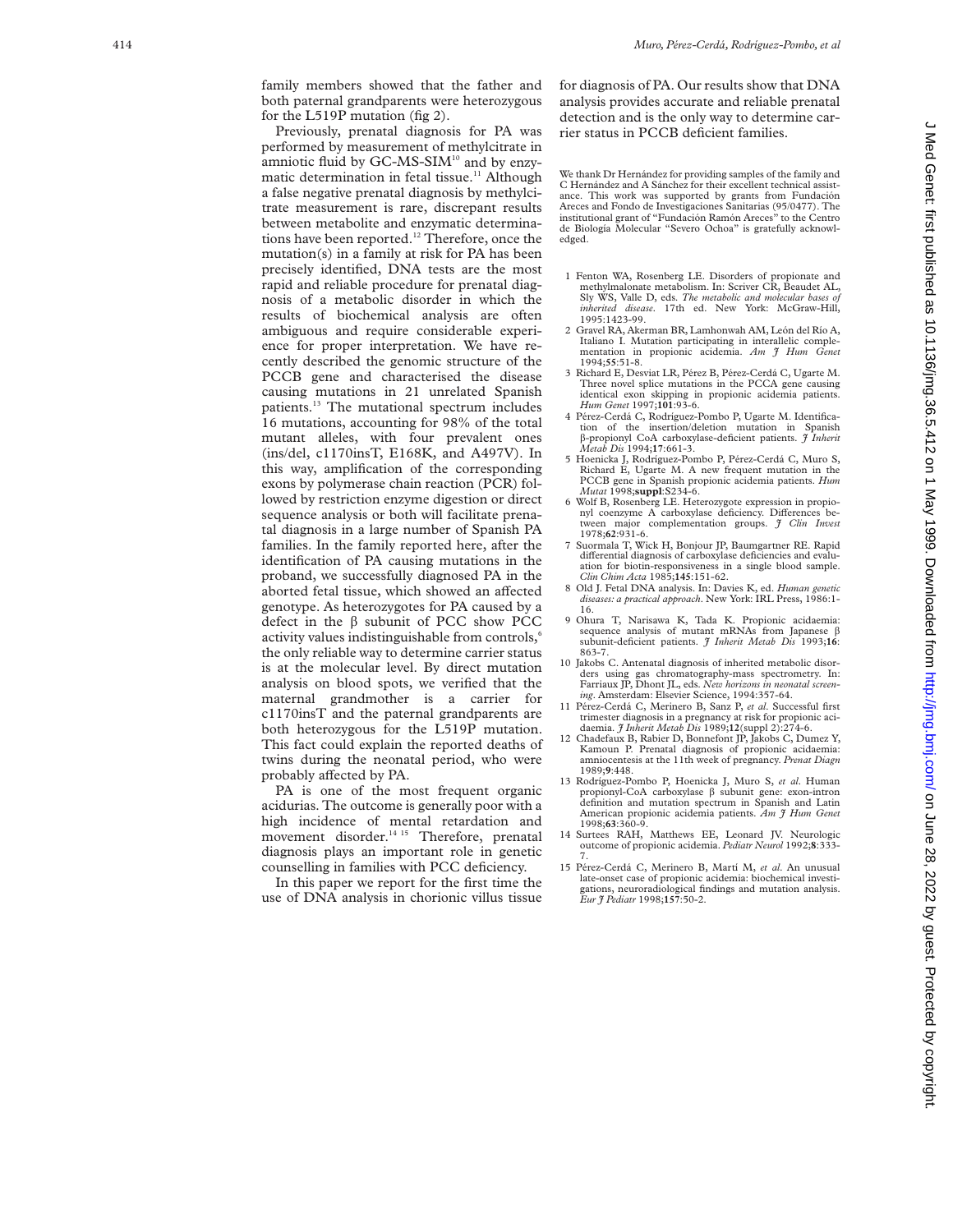family members showed that the father and both paternal grandparents were heterozygous for the L519P mutation (fig 2).

Previously, prenatal diagnosis for PA was performed by measurement of methylcitrate in amniotic fluid by GC-MS-SIM[10] and by enzymatic determination in fetal tissue.[11] Although a false negative prenatal diagnosis by methylcitrate measurement is rare, discrepant results between metabolite and enzymatic determinations have been reported.[12] Therefore, once the mutation(s) in a family at risk for PA has been precisely identified, DNA tests are the most rapid and reliable procedure for prenatal diagnosis of a metabolic disorder in which the results of biochemical analysis are often ambiguous and require considerable experience for proper interpretation. We have recently described the genomic structure of the PCCB gene and characterised the disease causing mutations in 21 unrelated Spanish patients.[13] The mutational spectrum includes 16 mutations, accounting for 98% of the total mutant alleles, with four prevalent ones (ins/del, c1170insT, E168K, and A497V). In this way, amplification of the corresponding exons by polymerase chain reaction (PCR) followed by restriction enzyme digestion or direct sequence analysis or both will facilitate prenatal diagnosis in a large number of Spanish PA families. In the family reported here, after the identification of PA causing mutations in the proband, we successfully diagnosed PA in the aborted fetal tissue, which showed an affected genotype. As heterozygotes for PA caused by a defect in the β subunit of PCC show PCC activity values indistinguishable from controls,[6] the only reliable way to determine carrier status is at the molecular level. By direct mutation analysis on blood spots, we verified that the maternal grandmother is a carrier for c1170insT and the paternal grandparents are both heterozygous for the L519P mutation. This fact could explain the reported deaths of twins during the neonatal period, who were probably affected by PA.

PA is one of the most frequent organic acidurias. The outcome is generally poor with a high incidence of mental retardation and movement disorder.[14 15] Therefore, prenatal diagnosis plays an important role in genetic counselling in families with PCC deficiency.

In this paper we report for the first time the use of DNA analysis in chorionic villus tissue for diagnosis of PA. Our results show that DNA analysis provides accurate and reliable prenatal detection and is the only way to determine carrier status in PCCB deficient families.

We thank Dr Hernández for providing samples of the family and C Hernández and A Sánchez for their excellent technical assistance. This work was supported by grants from Fundación Areces and Fondo de Investigaciones Sanitarias (95/0477). The institutional grant of "Fundación Ramón Areces" to the Centro de Biología Molecular "Severo Ochoa" is gratefully acknowledged.

1. Fenton WA, Rosenberg LE. Disorders of propionate and methylmalonate metabolism. In: Scriver CR, Beaudet AL, Sly WS, Valle D, eds. *The metabolic and molecular bases of inherited disease*. 17th ed. New York: McGraw-Hill, 1995:1423-99.
2. Gravel RA, Akerman BR, Lamhonwah AM, León del Río A, Italiano I. Mutation participating in interallelic complementation in propionic acidemia. *Am J Hum Genet* 1994;**55**:51-8.
3. Richard E, Desviat LR, Pérez B, Pérez-Cerdá C, Ugarte M. Three novel splice mutations in the PCCA gene causing identical exon skipping in propionic acidemia patients. *Hum Genet* 1997;**101**:93-6.
4. Pérez-Cerdá C, Rodríguez-Pombo P, Ugarte M. Identification of the insertion/deletion mutation in Spanish β-propionyl CoA carboxylase-deficient patients. *J Inherit Metab Dis* 1994;**17**:661-3.
5. Hoenicka J, Rodríguez-Pombo P, Pérez-Cerdá C, Muro S, Richard E, Ugarte M. A new frequent mutation in the PCCB gene in Spanish propionic acidemia patients. *Hum Mutat* 1998;**suppl**:S234-6.
6. Wolf B, Rosenberg LE. Heterozygote expression in propionyl coenzyme A carboxylase deficiency. Differences between major complementation groups. *J Clin Invest* 1978;**62**:931-6.
7. Suormala T, Wick H, Bonjour JP, Baumgartner RE. Rapid differential diagnosis of carboxylase deficiencies and evaluation for biotin-responsiveness in a single blood sample. *Clin Chim Acta* 1985;**145**:151-62.
8. Old J. Fetal DNA analysis. In: Davies K, ed. *Human genetic diseases: a practical approach*. New York: IRL Press, 1986:1-16.
9. Ohura T, Narisawa K, Tada K. Propionic acidaemia: sequence analysis of mutant mRNAs from Japanese β subunit-deficient patients. *J Inherit Metab Dis* 1993;**16**:863-7.
10. Jakobs C. Antenatal diagnosis of inherited metabolic disorders using gas chromatography-mass spectrometry. In: Farriaux JP, Dhont JL, eds. *New horizons in neonatal screening*. Amsterdam: Elsevier Science, 1994:357-64.
11. Pérez-Cerdá C, Merinero B, Sanz P, *et al*. Successful first trimester diagnosis in a pregnancy at risk for propionic acidaemia. *J Inherit Metab Dis* 1989;**12**(suppl 2):274-6.
12. Chadefaux B, Rabier D, Bonnefont JP, Jakobs C, Dumez Y, Kamoun P. Prenatal diagnosis of propionic acidaemia: amniocentesis at the 11th week of pregnancy. *Prenat Diagn* 1989;**9**:448.
13. Rodríguez-Pombo P, Hoenicka J, Muro S, *et al*. Human propionyl-CoA carboxylase β subunit gene: exon-intron definition and mutation spectrum in Spanish and Latin American propionic acidemia patients. *Am J Hum Genet* 1998;**63**:360-9.
14. Surtees RAH, Matthews EE, Leonard JV. Neurologic outcome of propionic acidemia. *Pediatr Neurol* 1992;**8**:333-7.
15. Pérez-Cerdá C, Merinero B, Martí M, *et al*. An unusual late-onset case of propionic acidemia: biochemical investigations, neuroradiological findings and mutation analysis. *Eur J Pediatr* 1998;**157**:50-2.